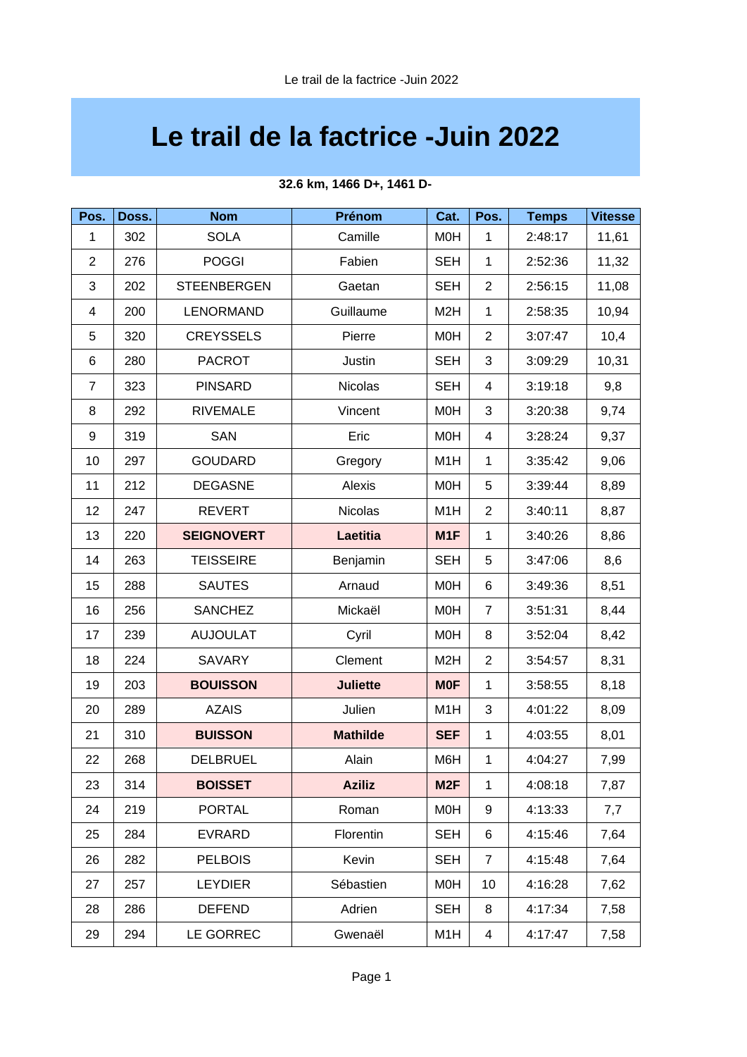# Le trail de la factrice -Juin 2022

**32.6 km, 1466 D+, 1461 D-**

| Pos. | Doss. | Nom | Prénom | Cat. | Pos. | Temps | Vitesse |
|---|---|---|---|---|---|---|---|
| 1 | 302 | SOLA | Camille | M0H | 1 | 2:48:17 | 11,61 |
| 2 | 276 | POGGI | Fabien | SEH | 1 | 2:52:36 | 11,32 |
| 3 | 202 | STEENBERGEN | Gaetan | SEH | 2 | 2:56:15 | 11,08 |
| 4 | 200 | LENORMAND | Guillaume | M2H | 1 | 2:58:35 | 10,94 |
| 5 | 320 | CREYSSELS | Pierre | M0H | 2 | 3:07:47 | 10,4 |
| 6 | 280 | PACROT | Justin | SEH | 3 | 3:09:29 | 10,31 |
| 7 | 323 | PINSARD | Nicolas | SEH | 4 | 3:19:18 | 9,8 |
| 8 | 292 | RIVEMALE | Vincent | M0H | 3 | 3:20:38 | 9,74 |
| 9 | 319 | SAN | Eric | M0H | 4 | 3:28:24 | 9,37 |
| 10 | 297 | GOUDARD | Gregory | M1H | 1 | 3:35:42 | 9,06 |
| 11 | 212 | DEGASNE | Alexis | M0H | 5 | 3:39:44 | 8,89 |
| 12 | 247 | REVERT | Nicolas | M1H | 2 | 3:40:11 | 8,87 |
| 13 | 220 | **SEIGNOVERT** | **Laetitia** | **M1F** | 1 | 3:40:26 | 8,86 |
| 14 | 263 | TEISSEIRE | Benjamin | SEH | 5 | 3:47:06 | 8,6 |
| 15 | 288 | SAUTES | Arnaud | M0H | 6 | 3:49:36 | 8,51 |
| 16 | 256 | SANCHEZ | Mickaël | M0H | 7 | 3:51:31 | 8,44 |
| 17 | 239 | AUJOULAT | Cyril | M0H | 8 | 3:52:04 | 8,42 |
| 18 | 224 | SAVARY | Clement | M2H | 2 | 3:54:57 | 8,31 |
| 19 | 203 | **BOUISSON** | **Juliette** | **M0F** | 1 | 3:58:55 | 8,18 |
| 20 | 289 | AZAIS | Julien | M1H | 3 | 4:01:22 | 8,09 |
| 21 | 310 | **BUISSON** | **Mathilde** | **SEF** | 1 | 4:03:55 | 8,01 |
| 22 | 268 | DELBRUEL | Alain | M6H | 1 | 4:04:27 | 7,99 |
| 23 | 314 | **BOISSET** | **Aziliz** | **M2F** | 1 | 4:08:18 | 7,87 |
| 24 | 219 | PORTAL | Roman | M0H | 9 | 4:13:33 | 7,7 |
| 25 | 284 | EVRARD | Florentin | SEH | 6 | 4:15:46 | 7,64 |
| 26 | 282 | PELBOIS | Kevin | SEH | 7 | 4:15:48 | 7,64 |
| 27 | 257 | LEYDIER | Sébastien | M0H | 10 | 4:16:28 | 7,62 |
| 28 | 286 | DEFEND | Adrien | SEH | 8 | 4:17:34 | 7,58 |
| 29 | 294 | LE GORREC | Gwenaël | M1H | 4 | 4:17:47 | 7,58 |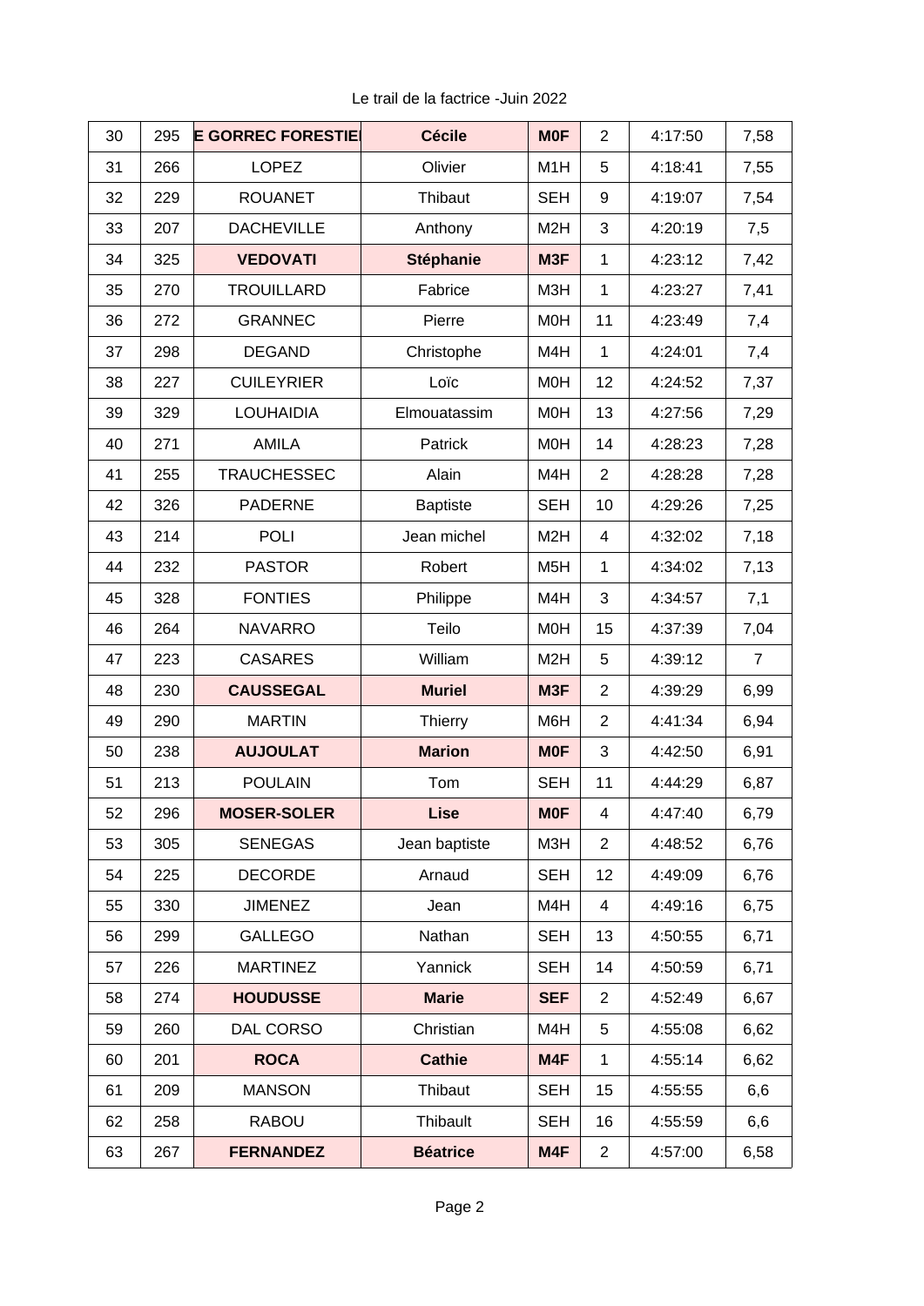Le trail de la factrice -Juin 2022

| | | | | | | | |
|---|---|---|---|---|---|---|---|
| 30 | 295 | **E GORREC FORESTIE** | **Cécile** | **M0F** | 2 | 4:17:50 | 7,58 |
| 31 | 266 | LOPEZ | Olivier | M1H | 5 | 4:18:41 | 7,55 |
| 32 | 229 | ROUANET | Thibaut | SEH | 9 | 4:19:07 | 7,54 |
| 33 | 207 | DACHEVILLE | Anthony | M2H | 3 | 4:20:19 | 7,5 |
| 34 | 325 | **VEDOVATI** | **Stéphanie** | **M3F** | 1 | 4:23:12 | 7,42 |
| 35 | 270 | TROUILLARD | Fabrice | M3H | 1 | 4:23:27 | 7,41 |
| 36 | 272 | GRANNEC | Pierre | M0H | 11 | 4:23:49 | 7,4 |
| 37 | 298 | DEGAND | Christophe | M4H | 1 | 4:24:01 | 7,4 |
| 38 | 227 | CUILEYRIER | Loïc | M0H | 12 | 4:24:52 | 7,37 |
| 39 | 329 | LOUHAIDIA | Elmouatassim | M0H | 13 | 4:27:56 | 7,29 |
| 40 | 271 | AMILA | Patrick | M0H | 14 | 4:28:23 | 7,28 |
| 41 | 255 | TRAUCHESSEC | Alain | M4H | 2 | 4:28:28 | 7,28 |
| 42 | 326 | PADERNE | Baptiste | SEH | 10 | 4:29:26 | 7,25 |
| 43 | 214 | POLI | Jean michel | M2H | 4 | 4:32:02 | 7,18 |
| 44 | 232 | PASTOR | Robert | M5H | 1 | 4:34:02 | 7,13 |
| 45 | 328 | FONTIES | Philippe | M4H | 3 | 4:34:57 | 7,1 |
| 46 | 264 | NAVARRO | Teilo | M0H | 15 | 4:37:39 | 7,04 |
| 47 | 223 | CASARES | William | M2H | 5 | 4:39:12 | 7 |
| 48 | 230 | **CAUSSEGAL** | **Muriel** | **M3F** | 2 | 4:39:29 | 6,99 |
| 49 | 290 | MARTIN | Thierry | M6H | 2 | 4:41:34 | 6,94 |
| 50 | 238 | **AUJOULAT** | **Marion** | **M0F** | 3 | 4:42:50 | 6,91 |
| 51 | 213 | POULAIN | Tom | SEH | 11 | 4:44:29 | 6,87 |
| 52 | 296 | **MOSER-SOLER** | **Lise** | **M0F** | 4 | 4:47:40 | 6,79 |
| 53 | 305 | SENEGAS | Jean baptiste | M3H | 2 | 4:48:52 | 6,76 |
| 54 | 225 | DECORDE | Arnaud | SEH | 12 | 4:49:09 | 6,76 |
| 55 | 330 | JIMENEZ | Jean | M4H | 4 | 4:49:16 | 6,75 |
| 56 | 299 | GALLEGO | Nathan | SEH | 13 | 4:50:55 | 6,71 |
| 57 | 226 | MARTINEZ | Yannick | SEH | 14 | 4:50:59 | 6,71 |
| 58 | 274 | **HOUDUSSE** | **Marie** | **SEF** | 2 | 4:52:49 | 6,67 |
| 59 | 260 | DAL CORSO | Christian | M4H | 5 | 4:55:08 | 6,62 |
| 60 | 201 | **ROCA** | **Cathie** | **M4F** | 1 | 4:55:14 | 6,62 |
| 61 | 209 | MANSON | Thibaut | SEH | 15 | 4:55:55 | 6,6 |
| 62 | 258 | RABOU | Thibault | SEH | 16 | 4:55:59 | 6,6 |
| 63 | 267 | **FERNANDEZ** | **Béatrice** | **M4F** | 2 | 4:57:00 | 6,58 |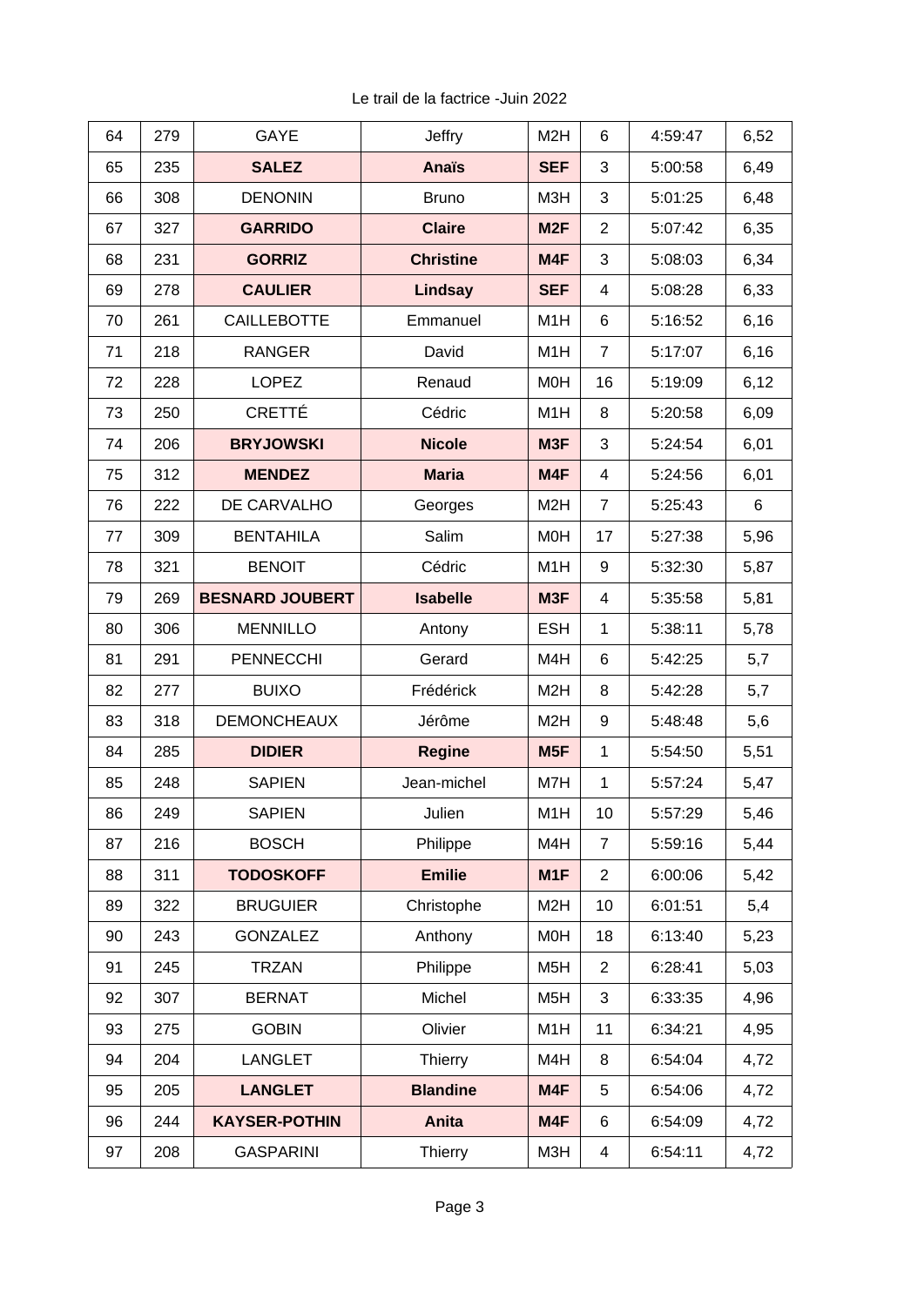| 64 | 279 | GAYE | Jeffry | M2H | 6 | 4:59:47 | 6,52 |
|---|---|---|---|---|---|---|---|
| 65 | 235 | **SALEZ** | **Anaïs** | **SEF** | 3 | 5:00:58 | 6,49 |
| 66 | 308 | DENONIN | Bruno | M3H | 3 | 5:01:25 | 6,48 |
| 67 | 327 | **GARRIDO** | **Claire** | **M2F** | 2 | 5:07:42 | 6,35 |
| 68 | 231 | **GORRIZ** | **Christine** | **M4F** | 3 | 5:08:03 | 6,34 |
| 69 | 278 | **CAULIER** | **Lindsay** | **SEF** | 4 | 5:08:28 | 6,33 |
| 70 | 261 | CAILLEBOTTE | Emmanuel | M1H | 6 | 5:16:52 | 6,16 |
| 71 | 218 | RANGER | David | M1H | 7 | 5:17:07 | 6,16 |
| 72 | 228 | LOPEZ | Renaud | M0H | 16 | 5:19:09 | 6,12 |
| 73 | 250 | CRETTÉ | Cédric | M1H | 8 | 5:20:58 | 6,09 |
| 74 | 206 | **BRYJOWSKI** | **Nicole** | **M3F** | 3 | 5:24:54 | 6,01 |
| 75 | 312 | **MENDEZ** | **Maria** | **M4F** | 4 | 5:24:56 | 6,01 |
| 76 | 222 | DE CARVALHO | Georges | M2H | 7 | 5:25:43 | 6 |
| 77 | 309 | BENTAHILA | Salim | M0H | 17 | 5:27:38 | 5,96 |
| 78 | 321 | BENOIT | Cédric | M1H | 9 | 5:32:30 | 5,87 |
| 79 | 269 | **BESNARD JOUBERT** | **Isabelle** | **M3F** | 4 | 5:35:58 | 5,81 |
| 80 | 306 | MENNILLO | Antony | ESH | 1 | 5:38:11 | 5,78 |
| 81 | 291 | PENNECCHI | Gerard | M4H | 6 | 5:42:25 | 5,7 |
| 82 | 277 | BUIXO | Frédérick | M2H | 8 | 5:42:28 | 5,7 |
| 83 | 318 | DEMONCHEAUX | Jérôme | M2H | 9 | 5:48:48 | 5,6 |
| 84 | 285 | **DIDIER** | **Regine** | **M5F** | 1 | 5:54:50 | 5,51 |
| 85 | 248 | SAPIEN | Jean-michel | M7H | 1 | 5:57:24 | 5,47 |
| 86 | 249 | SAPIEN | Julien | M1H | 10 | 5:57:29 | 5,46 |
| 87 | 216 | BOSCH | Philippe | M4H | 7 | 5:59:16 | 5,44 |
| 88 | 311 | **TODOSKOFF** | **Emilie** | **M1F** | 2 | 6:00:06 | 5,42 |
| 89 | 322 | BRUGUIER | Christophe | M2H | 10 | 6:01:51 | 5,4 |
| 90 | 243 | GONZALEZ | Anthony | M0H | 18 | 6:13:40 | 5,23 |
| 91 | 245 | TRZAN | Philippe | M5H | 2 | 6:28:41 | 5,03 |
| 92 | 307 | BERNAT | Michel | M5H | 3 | 6:33:35 | 4,96 |
| 93 | 275 | GOBIN | Olivier | M1H | 11 | 6:34:21 | 4,95 |
| 94 | 204 | LANGLET | Thierry | M4H | 8 | 6:54:04 | 4,72 |
| 95 | 205 | **LANGLET** | **Blandine** | **M4F** | 5 | 6:54:06 | 4,72 |
| 96 | 244 | **KAYSER-POTHIN** | **Anita** | **M4F** | 6 | 6:54:09 | 4,72 |
| 97 | 208 | GASPARINI | Thierry | M3H | 4 | 6:54:11 | 4,72 |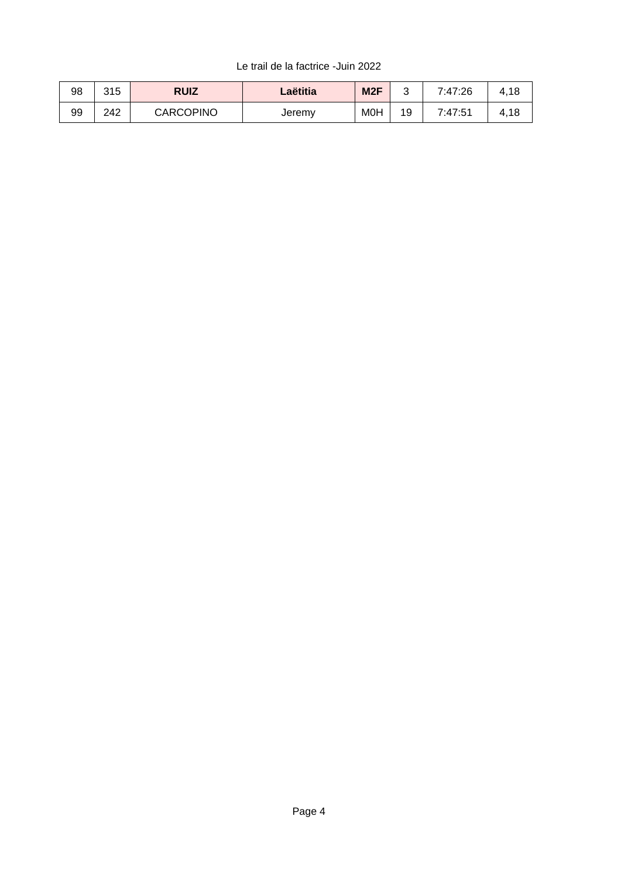| 98 | 315 | **RUIZ** | **Laëtitia** | **M2F** | 3 | 7:47:26 | 4,18 |
|---|---|---|---|---|---|---|---|
| 99 | 242 | CARCOPINO | Jeremy | M0H | 19 | 7:47:51 | 4,18 |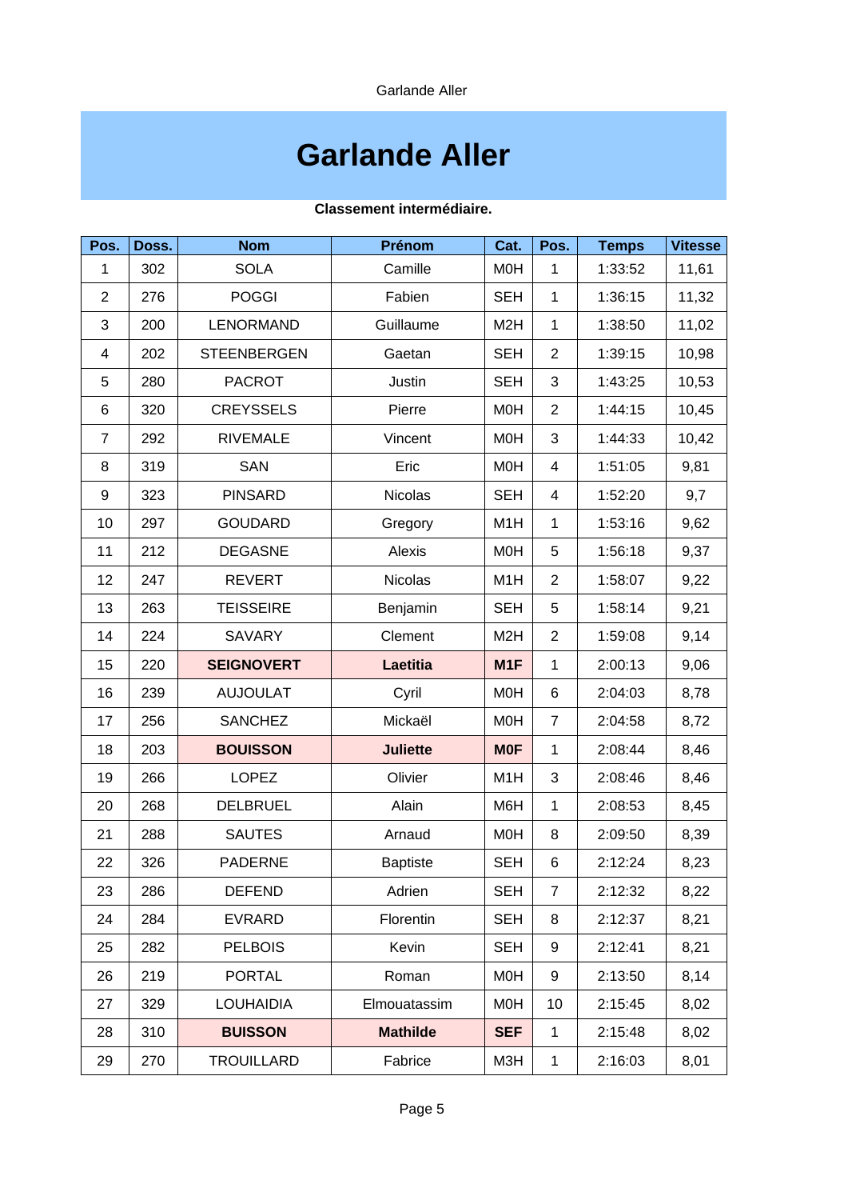# Garlande Aller

**Classement intermédiaire.**

| Pos. | Doss. | Nom | Prénom | Cat. | Pos. | Temps | Vitesse |
|---|---|---|---|---|---|---|---|
| 1 | 302 | SOLA | Camille | M0H | 1 | 1:33:52 | 11,61 |
| 2 | 276 | POGGI | Fabien | SEH | 1 | 1:36:15 | 11,32 |
| 3 | 200 | LENORMAND | Guillaume | M2H | 1 | 1:38:50 | 11,02 |
| 4 | 202 | STEENBERGEN | Gaetan | SEH | 2 | 1:39:15 | 10,98 |
| 5 | 280 | PACROT | Justin | SEH | 3 | 1:43:25 | 10,53 |
| 6 | 320 | CREYSSELS | Pierre | M0H | 2 | 1:44:15 | 10,45 |
| 7 | 292 | RIVEMALE | Vincent | M0H | 3 | 1:44:33 | 10,42 |
| 8 | 319 | SAN | Eric | M0H | 4 | 1:51:05 | 9,81 |
| 9 | 323 | PINSARD | Nicolas | SEH | 4 | 1:52:20 | 9,7 |
| 10 | 297 | GOUDARD | Gregory | M1H | 1 | 1:53:16 | 9,62 |
| 11 | 212 | DEGASNE | Alexis | M0H | 5 | 1:56:18 | 9,37 |
| 12 | 247 | REVERT | Nicolas | M1H | 2 | 1:58:07 | 9,22 |
| 13 | 263 | TEISSEIRE | Benjamin | SEH | 5 | 1:58:14 | 9,21 |
| 14 | 224 | SAVARY | Clement | M2H | 2 | 1:59:08 | 9,14 |
| 15 | 220 | **SEIGNOVERT** | **Laetitia** | **M1F** | 1 | 2:00:13 | 9,06 |
| 16 | 239 | AUJOULAT | Cyril | M0H | 6 | 2:04:03 | 8,78 |
| 17 | 256 | SANCHEZ | Mickaël | M0H | 7 | 2:04:58 | 8,72 |
| 18 | 203 | **BOUISSON** | **Juliette** | **M0F** | 1 | 2:08:44 | 8,46 |
| 19 | 266 | LOPEZ | Olivier | M1H | 3 | 2:08:46 | 8,46 |
| 20 | 268 | DELBRUEL | Alain | M6H | 1 | 2:08:53 | 8,45 |
| 21 | 288 | SAUTES | Arnaud | M0H | 8 | 2:09:50 | 8,39 |
| 22 | 326 | PADERNE | Baptiste | SEH | 6 | 2:12:24 | 8,23 |
| 23 | 286 | DEFEND | Adrien | SEH | 7 | 2:12:32 | 8,22 |
| 24 | 284 | EVRARD | Florentin | SEH | 8 | 2:12:37 | 8,21 |
| 25 | 282 | PELBOIS | Kevin | SEH | 9 | 2:12:41 | 8,21 |
| 26 | 219 | PORTAL | Roman | M0H | 9 | 2:13:50 | 8,14 |
| 27 | 329 | LOUHAIDIA | Elmouatassim | M0H | 10 | 2:15:45 | 8,02 |
| 28 | 310 | **BUISSON** | **Mathilde** | **SEF** | 1 | 2:15:48 | 8,02 |
| 29 | 270 | TROUILLARD | Fabrice | M3H | 1 | 2:16:03 | 8,01 |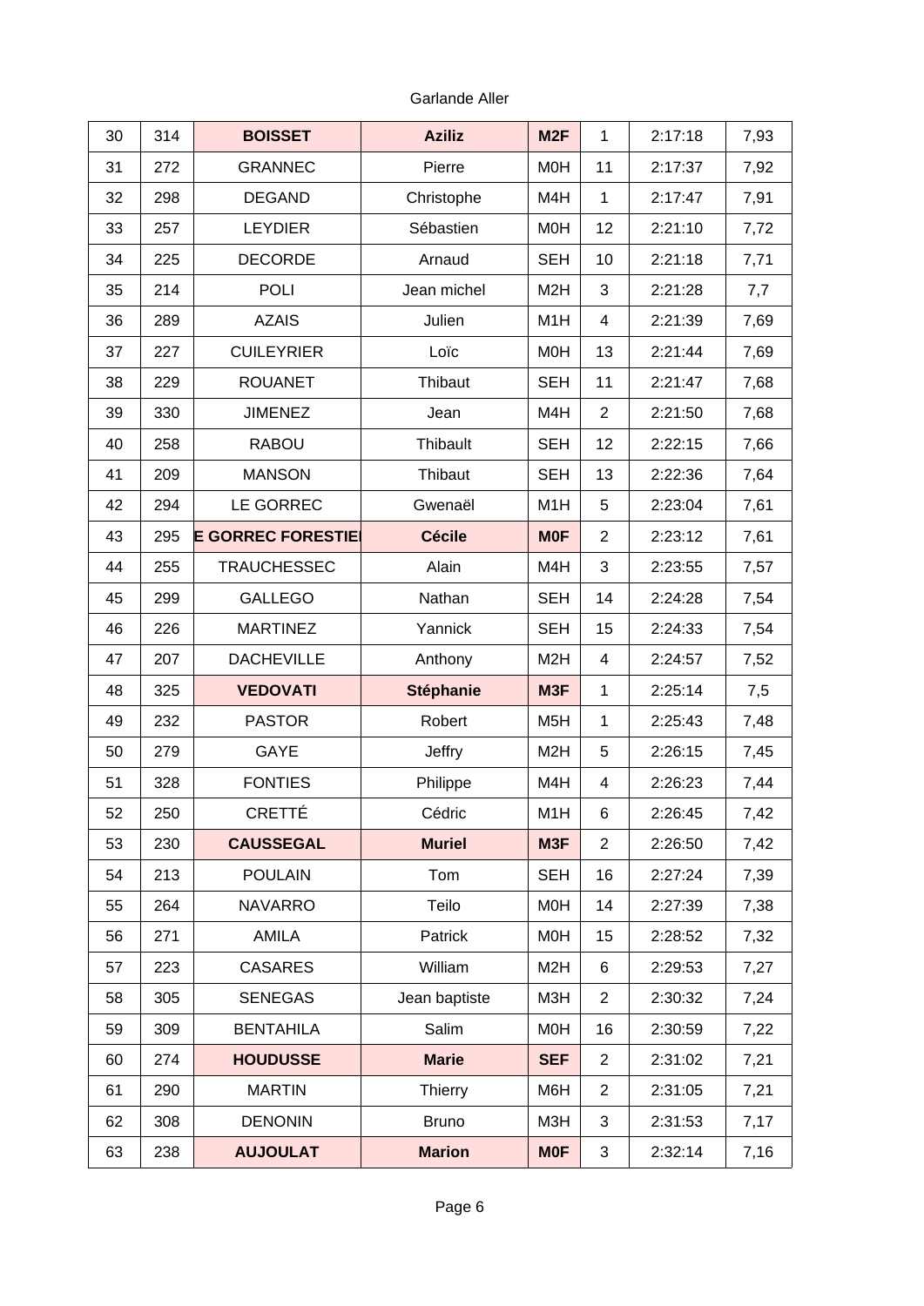Garlande Aller

| | | | | | | | |
|---|---|---|---|---|---|---|---|
| 30 | 314 | **BOISSET** | **Aziliz** | **M2F** | 1 | 2:17:18 | 7,93 |
| 31 | 272 | GRANNEC | Pierre | M0H | 11 | 2:17:37 | 7,92 |
| 32 | 298 | DEGAND | Christophe | M4H | 1 | 2:17:47 | 7,91 |
| 33 | 257 | LEYDIER | Sébastien | M0H | 12 | 2:21:10 | 7,72 |
| 34 | 225 | DECORDE | Arnaud | SEH | 10 | 2:21:18 | 7,71 |
| 35 | 214 | POLI | Jean michel | M2H | 3 | 2:21:28 | 7,7 |
| 36 | 289 | AZAIS | Julien | M1H | 4 | 2:21:39 | 7,69 |
| 37 | 227 | CUILEYRIER | Loïc | M0H | 13 | 2:21:44 | 7,69 |
| 38 | 229 | ROUANET | Thibaut | SEH | 11 | 2:21:47 | 7,68 |
| 39 | 330 | JIMENEZ | Jean | M4H | 2 | 2:21:50 | 7,68 |
| 40 | 258 | RABOU | Thibault | SEH | 12 | 2:22:15 | 7,66 |
| 41 | 209 | MANSON | Thibaut | SEH | 13 | 2:22:36 | 7,64 |
| 42 | 294 | LE GORREC | Gwenaël | M1H | 5 | 2:23:04 | 7,61 |
| 43 | 295 | **E GORREC FORESTIE** | **Cécile** | **M0F** | 2 | 2:23:12 | 7,61 |
| 44 | 255 | TRAUCHESSEC | Alain | M4H | 3 | 2:23:55 | 7,57 |
| 45 | 299 | GALLEGO | Nathan | SEH | 14 | 2:24:28 | 7,54 |
| 46 | 226 | MARTINEZ | Yannick | SEH | 15 | 2:24:33 | 7,54 |
| 47 | 207 | DACHEVILLE | Anthony | M2H | 4 | 2:24:57 | 7,52 |
| 48 | 325 | **VEDOVATI** | **Stéphanie** | **M3F** | 1 | 2:25:14 | 7,5 |
| 49 | 232 | PASTOR | Robert | M5H | 1 | 2:25:43 | 7,48 |
| 50 | 279 | GAYE | Jeffry | M2H | 5 | 2:26:15 | 7,45 |
| 51 | 328 | FONTIES | Philippe | M4H | 4 | 2:26:23 | 7,44 |
| 52 | 250 | CRETTÉ | Cédric | M1H | 6 | 2:26:45 | 7,42 |
| 53 | 230 | **CAUSSEGAL** | **Muriel** | **M3F** | 2 | 2:26:50 | 7,42 |
| 54 | 213 | POULAIN | Tom | SEH | 16 | 2:27:24 | 7,39 |
| 55 | 264 | NAVARRO | Teilo | M0H | 14 | 2:27:39 | 7,38 |
| 56 | 271 | AMILA | Patrick | M0H | 15 | 2:28:52 | 7,32 |
| 57 | 223 | CASARES | William | M2H | 6 | 2:29:53 | 7,27 |
| 58 | 305 | SENEGAS | Jean baptiste | M3H | 2 | 2:30:32 | 7,24 |
| 59 | 309 | BENTAHILA | Salim | M0H | 16 | 2:30:59 | 7,22 |
| 60 | 274 | **HOUDUSSE** | **Marie** | **SEF** | 2 | 2:31:02 | 7,21 |
| 61 | 290 | MARTIN | Thierry | M6H | 2 | 2:31:05 | 7,21 |
| 62 | 308 | DENONIN | Bruno | M3H | 3 | 2:31:53 | 7,17 |
| 63 | 238 | **AUJOULAT** | **Marion** | **M0F** | 3 | 2:32:14 | 7,16 |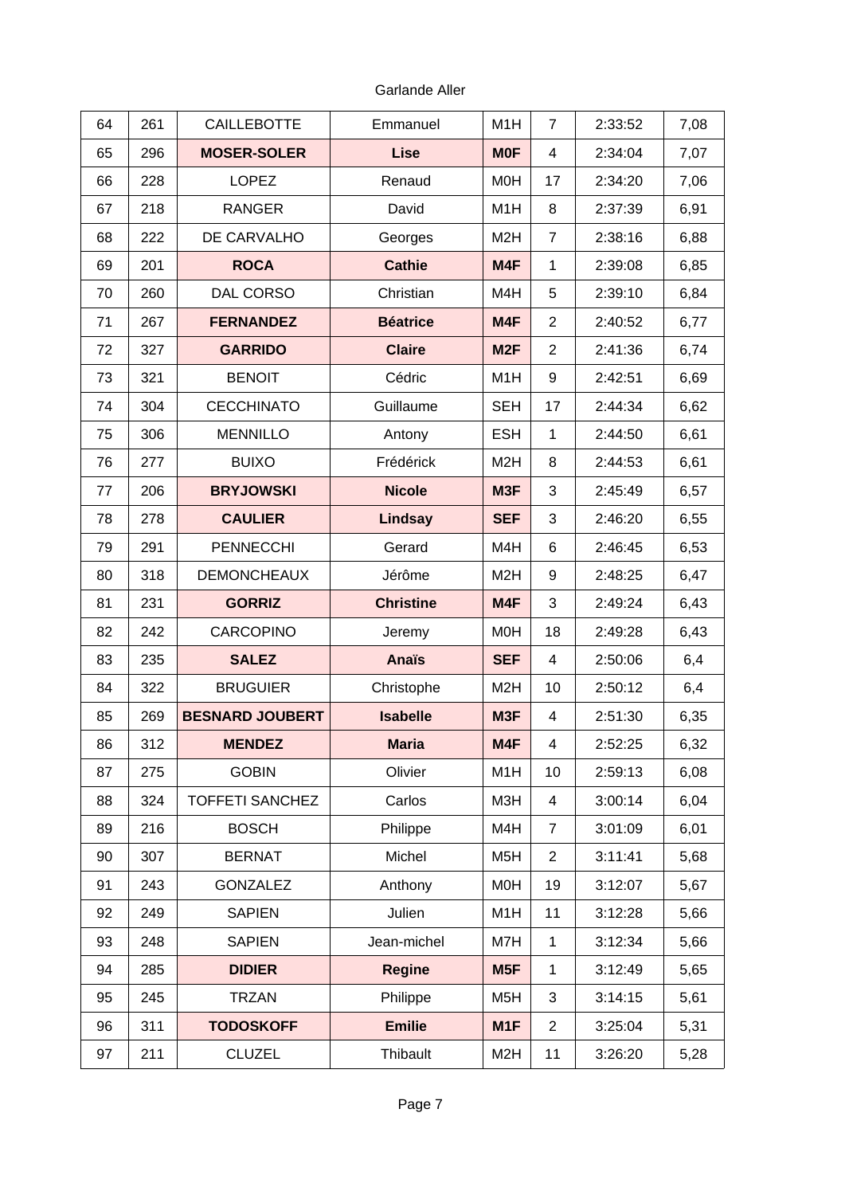Garlande Aller

| 64 | 261 | CAILLEBOTTE | Emmanuel | M1H | 7 | 2:33:52 | 7,08 |
|---|---|---|---|---|---|---|---|
| 65 | 296 | **MOSER-SOLER** | **Lise** | **M0F** | 4 | 2:34:04 | 7,07 |
| 66 | 228 | LOPEZ | Renaud | M0H | 17 | 2:34:20 | 7,06 |
| 67 | 218 | RANGER | David | M1H | 8 | 2:37:39 | 6,91 |
| 68 | 222 | DE CARVALHO | Georges | M2H | 7 | 2:38:16 | 6,88 |
| 69 | 201 | **ROCA** | **Cathie** | **M4F** | 1 | 2:39:08 | 6,85 |
| 70 | 260 | DAL CORSO | Christian | M4H | 5 | 2:39:10 | 6,84 |
| 71 | 267 | **FERNANDEZ** | **Béatrice** | **M4F** | 2 | 2:40:52 | 6,77 |
| 72 | 327 | **GARRIDO** | **Claire** | **M2F** | 2 | 2:41:36 | 6,74 |
| 73 | 321 | BENOIT | Cédric | M1H | 9 | 2:42:51 | 6,69 |
| 74 | 304 | CECCHINATO | Guillaume | SEH | 17 | 2:44:34 | 6,62 |
| 75 | 306 | MENNILLO | Antony | ESH | 1 | 2:44:50 | 6,61 |
| 76 | 277 | BUIXO | Frédérick | M2H | 8 | 2:44:53 | 6,61 |
| 77 | 206 | **BRYJOWSKI** | **Nicole** | **M3F** | 3 | 2:45:49 | 6,57 |
| 78 | 278 | **CAULIER** | **Lindsay** | **SEF** | 3 | 2:46:20 | 6,55 |
| 79 | 291 | PENNECCHI | Gerard | M4H | 6 | 2:46:45 | 6,53 |
| 80 | 318 | DEMONCHEAUX | Jérôme | M2H | 9 | 2:48:25 | 6,47 |
| 81 | 231 | **GORRIZ** | **Christine** | **M4F** | 3 | 2:49:24 | 6,43 |
| 82 | 242 | CARCOPINO | Jeremy | M0H | 18 | 2:49:28 | 6,43 |
| 83 | 235 | **SALEZ** | **Anaïs** | **SEF** | 4 | 2:50:06 | 6,4 |
| 84 | 322 | BRUGUIER | Christophe | M2H | 10 | 2:50:12 | 6,4 |
| 85 | 269 | **BESNARD JOUBERT** | **Isabelle** | **M3F** | 4 | 2:51:30 | 6,35 |
| 86 | 312 | **MENDEZ** | **Maria** | **M4F** | 4 | 2:52:25 | 6,32 |
| 87 | 275 | GOBIN | Olivier | M1H | 10 | 2:59:13 | 6,08 |
| 88 | 324 | TOFFETI SANCHEZ | Carlos | M3H | 4 | 3:00:14 | 6,04 |
| 89 | 216 | BOSCH | Philippe | M4H | 7 | 3:01:09 | 6,01 |
| 90 | 307 | BERNAT | Michel | M5H | 2 | 3:11:41 | 5,68 |
| 91 | 243 | GONZALEZ | Anthony | M0H | 19 | 3:12:07 | 5,67 |
| 92 | 249 | SAPIEN | Julien | M1H | 11 | 3:12:28 | 5,66 |
| 93 | 248 | SAPIEN | Jean-michel | M7H | 1 | 3:12:34 | 5,66 |
| 94 | 285 | **DIDIER** | **Regine** | **M5F** | 1 | 3:12:49 | 5,65 |
| 95 | 245 | TRZAN | Philippe | M5H | 3 | 3:14:15 | 5,61 |
| 96 | 311 | **TODOSKOFF** | **Emilie** | **M1F** | 2 | 3:25:04 | 5,31 |
| 97 | 211 | CLUZEL | Thibault | M2H | 11 | 3:26:20 | 5,28 |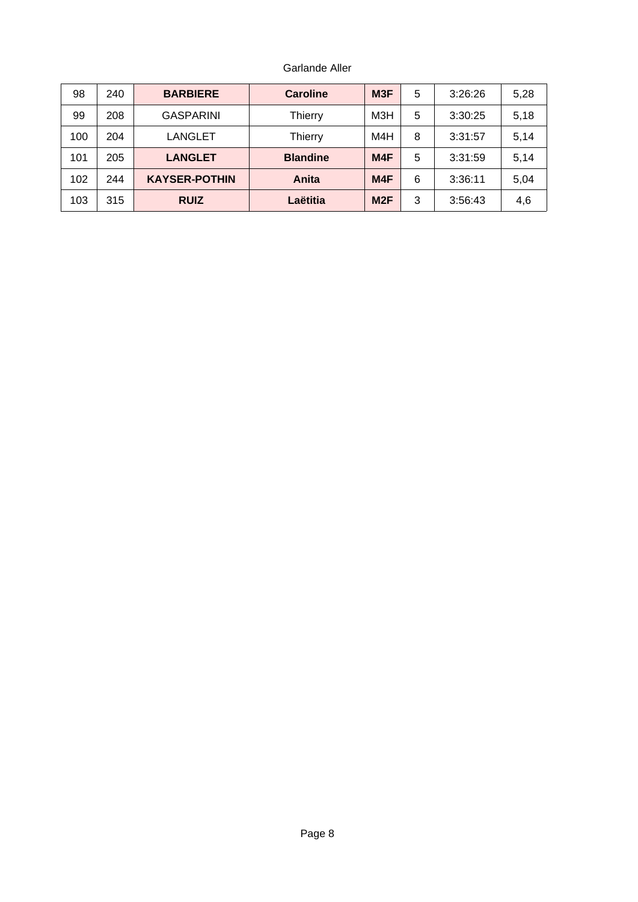Garlande Aller

| | | | | | | | |
|---|---|---|---|---|---|---|---|
| 98 | 240 | **BARBIERE** | **Caroline** | **M3F** | 5 | 3:26:26 | 5,28 |
| 99 | 208 | GASPARINI | Thierry | M3H | 5 | 3:30:25 | 5,18 |
| 100 | 204 | LANGLET | Thierry | M4H | 8 | 3:31:57 | 5,14 |
| 101 | 205 | **LANGLET** | **Blandine** | **M4F** | 5 | 3:31:59 | 5,14 |
| 102 | 244 | **KAYSER-POTHIN** | **Anita** | **M4F** | 6 | 3:36:11 | 5,04 |
| 103 | 315 | **RUIZ** | **Laëtitia** | **M2F** | 3 | 3:56:43 | 4,6 |